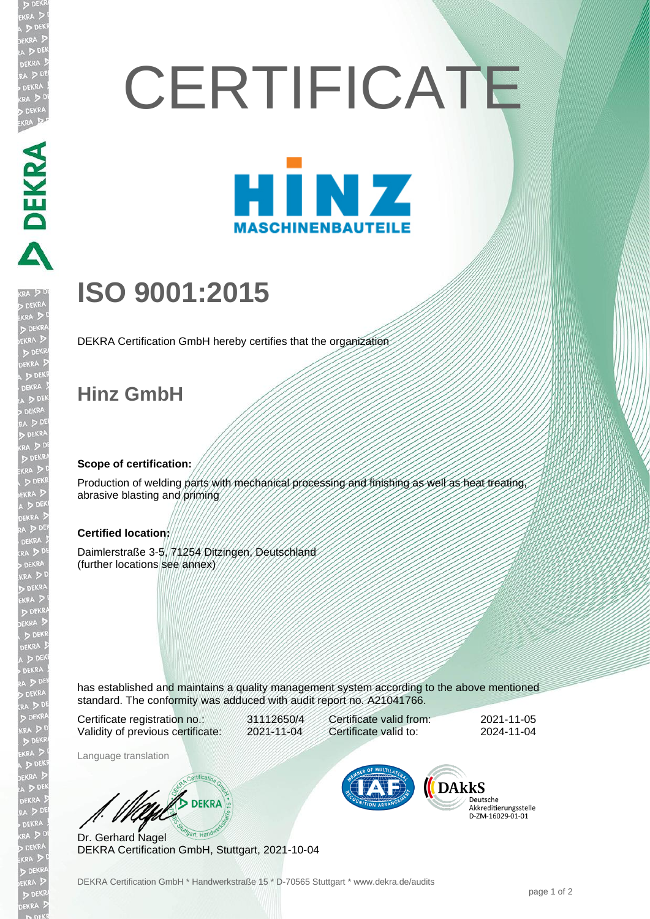# CERTIFICATE

HINZ
MASCHINENBAUTEILE

## ISO 9001:2015

DEKRA Certification GmbH hereby certifies that the organization

## Hinz GmbH

**Scope of certification:**

Production of welding parts with mechanical processing and finishing as well as heat treating, abrasive blasting and priming

**Certified location:**

Daimlerstraße 3-5, 71254 Ditzingen, Deutschland
(further locations see annex)

has established and maintains a quality management system according to the above mentioned standard. The conformity was adduced with audit report no. A21041766.

| | | | |
|---|---|---|---|
| Certificate registration no.: | 31112650/4 | Certificate valid from: | 2021-11-05 |
| Validity of previous certificate: | 2021-11-04 | Certificate valid to: | 2024-11-04 |

Language translation

Dr. Gerhard Nagel
DEKRA Certification GmbH, Stuttgart, 2021-10-04

DAkkS Deutsche Akkreditierungsstelle D-ZM-16029-01-01

DEKRA Certification GmbH * Handwerkstraße 15 * D-70565 Stuttgart * www.dekra.de/audits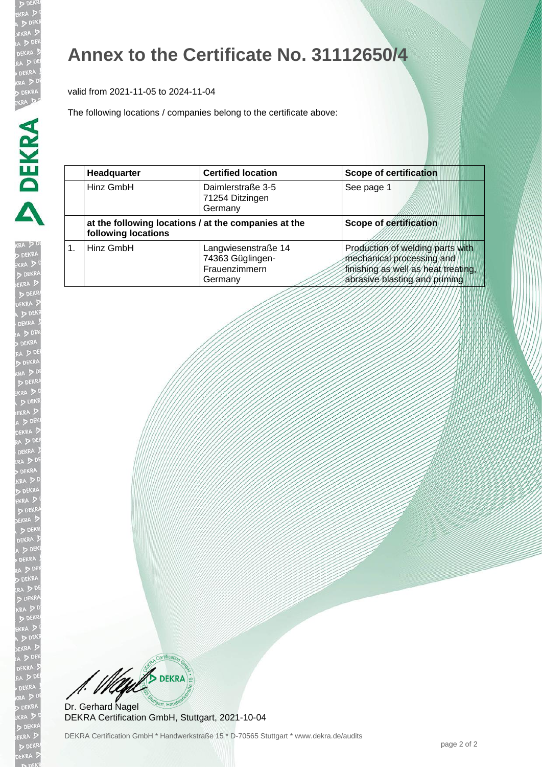# Annex to the Certificate No. 31112650/4

valid from 2021-11-05 to 2024-11-04

The following locations / companies belong to the certificate above:

| | Headquarter | Certified location | Scope of certification |
|---|---|---|---|
| | Hinz GmbH | Daimlerstraße 3-5<br>71254 Ditzingen<br>Germany | See page 1 |
| | **at the following locations / at the companies at the following locations** | | **Scope of certification** |
| 1. | Hinz GmbH | Langwiesenstraße 14<br>74363 Güglingen-Frauenzimmern<br>Germany | Production of welding parts with mechanical processing and finishing as well as heat treating, abrasive blasting and priming |

Dr. Gerhard Nagel
DEKRA Certification GmbH, Stuttgart, 2021-10-04

DEKRA Certification GmbH * Handwerkstraße 15 * D-70565 Stuttgart * www.dekra.de/audits